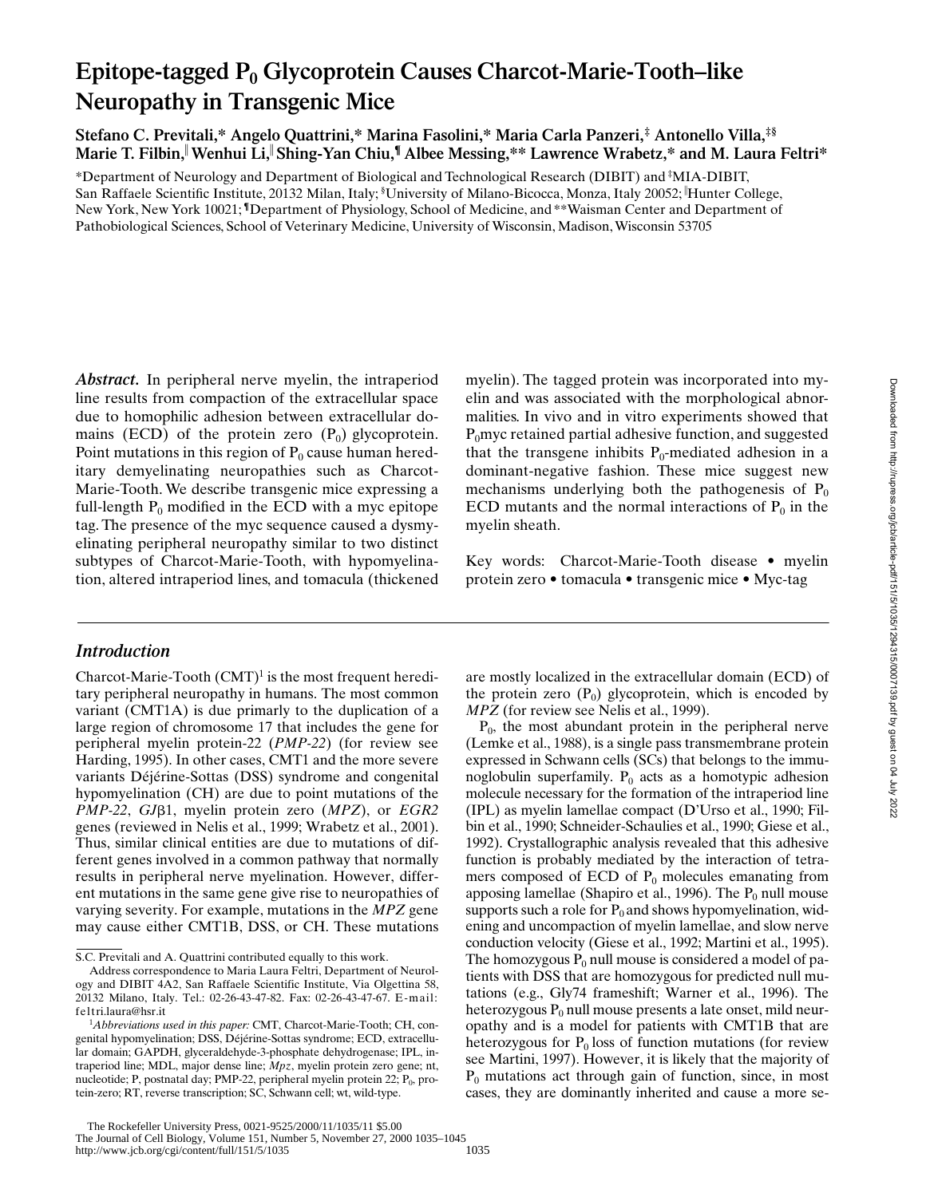# Epitope-tagged $P_0$ Glycoprotein Causes Charcot-Marie-Tooth–like Neuropathy in Transgenic Mice

**Stefano C. Previtali,* Angelo Quattrini,* Marina Fasolini,* Maria Carla Panzeri,‡ Antonello Villa,‡§ Marie T. Filbin,‖ Wenhui Li,‖ Shing-Yan Chiu,¶ Albee Messing,** Lawrence Wrabetz,* and M. Laura Feltri***

*Department of Neurology and Department of Biological and Technological Research (DIBIT) and ‡MIA-DIBIT, San Raffaele Scientific Institute, 20132 Milan, Italy; §University of Milano-Bicocca, Monza, Italy 20052; ‖Hunter College, New York, New York 10021; ¶Department of Physiology, School of Medicine, and **Waisman Center and Department of Pathobiological Sciences, School of Veterinary Medicine, University of Wisconsin, Madison, Wisconsin 53705

***Abstract.*** In peripheral nerve myelin, the intraperiod line results from compaction of the extracellular space due to homophilic adhesion between extracellular domains (ECD) of the protein zero ($P_0$) glycoprotein. Point mutations in this region of $P_0$ cause human hereditary demyelinating neuropathies such as Charcot-Marie-Tooth. We describe transgenic mice expressing a full-length $P_0$ modified in the ECD with a myc epitope tag. The presence of the myc sequence caused a dysmyelinating peripheral neuropathy similar to two distinct subtypes of Charcot-Marie-Tooth, with hypomyelination, altered intraperiod lines, and tomacula (thickened myelin). The tagged protein was incorporated into myelin and was associated with the morphological abnormalities. In vivo and in vitro experiments showed that $P_0$myc retained partial adhesive function, and suggested that the transgene inhibits $P_0$-mediated adhesion in a dominant-negative fashion. These mice suggest new mechanisms underlying both the pathogenesis of $P_0$ ECD mutants and the normal interactions of $P_0$ in the myelin sheath.

Key words: Charcot-Marie-Tooth disease • myelin protein zero • tomacula • transgenic mice • Myc-tag

## *Introduction*

Charcot-Marie-Tooth (CMT)[1] is the most frequent hereditary peripheral neuropathy in humans. The most common variant (CMT1A) is due primarily to the duplication of a large region of chromosome 17 that includes the gene for peripheral myelin protein-22 (*PMP-22*) (for review see Harding, 1995). In other cases, CMT1 and the more severe variants Déjérine-Sottas (DSS) syndrome and congenital hypomyelination (CH) are due to point mutations of the *PMP-22*, *GJ*β1, myelin protein zero (*MPZ*), or *EGR2* genes (reviewed in Nelis et al., 1999; Wrabetz et al., 2001). Thus, similar clinical entities are due to mutations of different genes involved in a common pathway that normally results in peripheral nerve myelination. However, different mutations in the same gene give rise to neuropathies of varying severity. For example, mutations in the *MPZ* gene may cause either CMT1B, DSS, or CH. These mutations are mostly localized in the extracellular domain (ECD) of the protein zero ($P_0$) glycoprotein, which is encoded by *MPZ* (for review see Nelis et al., 1999).

$P_0$, the most abundant protein in the peripheral nerve (Lemke et al., 1988), is a single pass transmembrane protein expressed in Schwann cells (SCs) that belongs to the immunoglobulin superfamily. $P_0$ acts as a homotypic adhesion molecule necessary for the formation of the intraperiod line (IPL) as myelin lamellae compact (D'Urso et al., 1990; Filbin et al., 1990; Schneider-Schaulies et al., 1990; Giese et al., 1992). Crystallographic analysis revealed that this adhesive function is probably mediated by the interaction of tetramers composed of ECD of $P_0$ molecules emanating from apposing lamellae (Shapiro et al., 1996). The $P_0$ null mouse supports such a role for $P_0$ and shows hypomyelination, widening and uncompaction of myelin lamellae, and slow nerve conduction velocity (Giese et al., 1992; Martini et al., 1995). The homozygous $P_0$ null mouse is considered a model of patients with DSS that are homozygous for predicted null mutations (e.g., Gly74 frameshift; Warner et al., 1996). The heterozygous $P_0$ null mouse presents a late onset, mild neuropathy and is a model for patients with CMT1B that are heterozygous for $P_0$ loss of function mutations (for review see Martini, 1997). However, it is likely that the majority of $P_0$ mutations act through gain of function, since, in most cases, they are dominantly inherited and cause a more se-

S.C. Previtali and A. Quattrini contributed equally to this work.

Address correspondence to Maria Laura Feltri, Department of Neurology and DIBIT 4A2, San Raffaele Scientific Institute, Via Olgettina 58, 20132 Milano, Italy. Tel.: 02-26-43-47-82. Fax: 02-26-43-47-67. E-mail: feltri.laura@hsr.it

[1]*Abbreviations used in this paper:* CMT, Charcot-Marie-Tooth; CH, congenital hypomyelination; DSS, Déjérine-Sottas syndrome; ECD, extracellular domain; GAPDH, glyceraldehyde-3-phosphate dehydrogenase; IPL, intraperiod line; MDL, major dense line; *Mpz*, myelin protein zero gene; nt, nucleotide; P, postnatal day; PMP-22, peripheral myelin protein 22; $P_0$, protein-zero; RT, reverse transcription; SC, Schwann cell; wt, wild-type.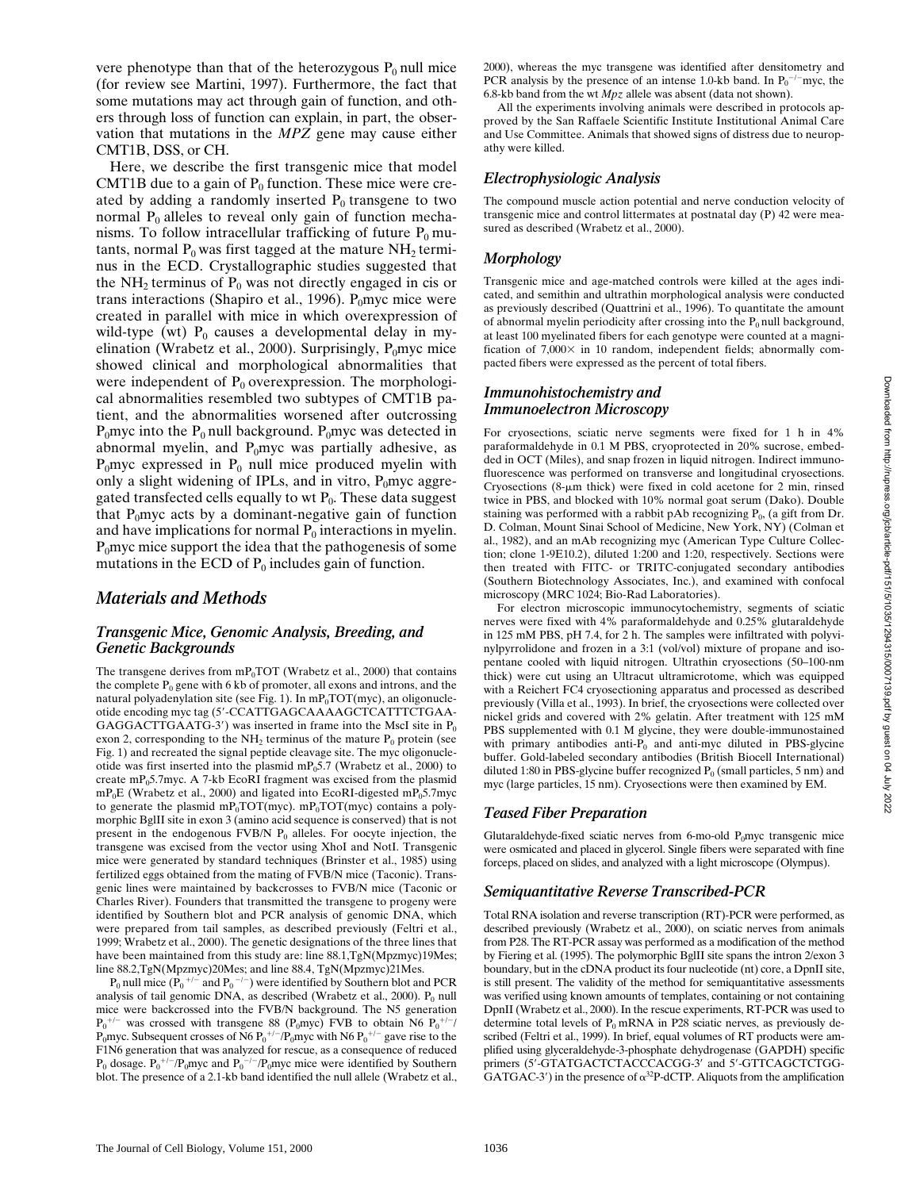vere phenotype than that of the heterozygous $P_0$ null mice (for review see Martini, 1997). Furthermore, the fact that some mutations may act through gain of function, and others through loss of function can explain, in part, the observation that mutations in the *MPZ* gene may cause either CMT1B, DSS, or CH.

Here, we describe the first transgenic mice that model CMT1B due to a gain of $P_0$ function. These mice were created by adding a randomly inserted $P_0$ transgene to two normal $P_0$ alleles to reveal only gain of function mechanisms. To follow intracellular trafficking of future $P_0$ mutants, normal $P_0$ was first tagged at the mature $NH_2$ terminus in the ECD. Crystallographic studies suggested that the $NH_2$ terminus of $P_0$ was not directly engaged in cis or trans interactions (Shapiro et al., 1996). $P_0$myc mice were created in parallel with mice in which overexpression of wild-type (wt) $P_0$ causes a developmental delay in myelination (Wrabetz et al., 2000). Surprisingly, $P_0$myc mice showed clinical and morphological abnormalities that were independent of $P_0$ overexpression. The morphological abnormalities resembled two subtypes of CMT1B patient, and the abnormalities worsened after outcrossing $P_0$myc into the $P_0$ null background. $P_0$myc was detected in abnormal myelin, and $P_0$myc was partially adhesive, as $P_0$myc expressed in $P_0$ null mice produced myelin with only a slight widening of IPLs, and in vitro, $P_0$myc aggregated transfected cells equally to wt $P_0$. These data suggest that $P_0$myc acts by a dominant-negative gain of function and have implications for normal $P_0$ interactions in myelin. $P_0$myc mice support the idea that the pathogenesis of some mutations in the ECD of $P_0$ includes gain of function.

## Materials and Methods

### Transgenic Mice, Genomic Analysis, Breeding, and Genetic Backgrounds

The transgene derives from m$P_0$TOT (Wrabetz et al., 2000) that contains the complete $P_0$ gene with 6 kb of promoter, all exons and introns, and the natural polyadenylation site (see Fig. 1). In m$P_0$TOT(myc), an oligonucleotide encoding myc tag (5′-CCATTGAGCAAAAGCTCATTTCTGAAGAGGACTTGAATG-3′) was inserted in frame into the MscI site in $P_0$ exon 2, corresponding to the $NH_2$ terminus of the mature $P_0$ protein (see Fig. 1) and recreated the signal peptide cleavage site. The myc oligonucleotide was first inserted into the plasmid m$P_0$5.7 (Wrabetz et al., 2000) to create m$P_0$5.7myc. A 7-kb EcoRI fragment was excised from the plasmid m$P_0$E (Wrabetz et al., 2000) and ligated into EcoRI-digested m$P_0$5.7myc to generate the plasmid m$P_0$TOT(myc). m$P_0$TOT(myc) contains a polymorphic BglII site in exon 3 (amino acid sequence is conserved) that is not present in the endogenous FVB/N $P_0$ alleles. For oocyte injection, the transgene was excised from the vector using XhoI and NotI. Transgenic mice were generated by standard techniques (Brinster et al., 1985) using fertilized eggs obtained from the mating of FVB/N mice (Taconic). Transgenic lines were maintained by backcrosses to FVB/N mice (Taconic or Charles River). Founders that transmitted the transgene to progeny were identified by Southern blot and PCR analysis of genomic DNA, which were prepared from tail samples, as described previously (Feltri et al., 1999; Wrabetz et al., 2000). The genetic designations of the three lines that have been maintained from this study are: line 88.1,TgN(Mpzmyc)19Mes; line 88.2,TgN(Mpzmyc)20Mes; and line 88.4, TgN(Mpzmyc)21Mes.

$P_0$ null mice ($P_0^{+/-}$ and $P_0^{-/-}$) were identified by Southern blot and PCR analysis of tail genomic DNA, as described (Wrabetz et al., 2000). $P_0$ null mice were backcrossed into the FVB/N background. The N5 generation $P_0^{+/-}$ was crossed with transgene 88 ($P_0$myc) FVB to obtain N6 $P_0^{+/-}$/$P_0$myc. Subsequent crosses of N6 $P_0^{+/-}$/$P_0$myc with N6 $P_0^{+/-}$ gave rise to the F1N6 generation that was analyzed for rescue, as a consequence of reduced $P_0$ dosage. $P_0^{+/-}$/$P_0$myc and $P_0^{-/-}$/$P_0$myc mice were identified by Southern blot. The presence of a 2.1-kb band identified the null allele (Wrabetz et al., 2000), whereas the myc transgene was identified after densitometry and PCR analysis by the presence of an intense 1.0-kb band. In $P_0^{-/-}$myc, the 6.8-kb band from the wt *Mpz* allele was absent (data not shown).

All the experiments involving animals were described in protocols approved by the San Raffaele Scientific Institute Institutional Animal Care and Use Committee. Animals that showed signs of distress due to neuropathy were killed.

### Electrophysiologic Analysis

The compound muscle action potential and nerve conduction velocity of transgenic mice and control littermates at postnatal day (P) 42 were measured as described (Wrabetz et al., 2000).

### Morphology

Transgenic mice and age-matched controls were killed at the ages indicated, and semithin and ultrathin morphological analysis were conducted as previously described (Quattrini et al., 1996). To quantitate the amount of abnormal myelin periodicity after crossing into the $P_0$ null background, at least 100 myelinated fibers for each genotype were counted at a magnification of 7,000× in 10 random, independent fields; abnormally compacted fibers were expressed as the percent of total fibers.

### Immunohistochemistry and Immunoelectron Microscopy

For cryosections, sciatic nerve segments were fixed for 1 h in 4% paraformaldehyde in 0.1 M PBS, cryoprotected in 20% sucrose, embedded in OCT (Miles), and snap frozen in liquid nitrogen. Indirect immunofluorescence was performed on transverse and longitudinal cryosections. Cryosections (8-μm thick) were fixed in cold acetone for 2 min, rinsed twice in PBS, and blocked with 10% normal goat serum (Dako). Double staining was performed with a rabbit pAb recognizing $P_0$, (a gift from Dr. D. Colman, Mount Sinai School of Medicine, New York, NY) (Colman et al., 1982), and an mAb recognizing myc (American Type Culture Collection; clone 1-9E10.2), diluted 1:200 and 1:20, respectively. Sections were then treated with FITC- or TRITC-conjugated secondary antibodies (Southern Biotechnology Associates, Inc.), and examined with confocal microscopy (MRC 1024; Bio-Rad Laboratories).

For electron microscopic immunocytochemistry, segments of sciatic nerves were fixed with 4% paraformaldehyde and 0.25% glutaraldehyde in 125 mM PBS, pH 7.4, for 2 h. The samples were infiltrated with polyvinylpyrrolidone and frozen in a 3:1 (vol/vol) mixture of propane and isopentane cooled with liquid nitrogen. Ultrathin cryosections (50–100-nm thick) were cut using an Ultracut ultramicrotome, which was equipped with a Reichert FC4 cryosectioning apparatus and processed as described previously (Villa et al., 1993). In brief, the cryosections were collected over nickel grids and covered with 2% gelatin. After treatment with 125 mM PBS supplemented with 0.1 M glycine, they were double-immunostained with primary antibodies anti-$P_0$ and anti-myc diluted in PBS-glycine buffer. Gold-labeled secondary antibodies (British Biocell International) diluted 1:80 in PBS-glycine buffer recognized $P_0$ (small particles, 5 nm) and myc (large particles, 15 nm). Cryosections were then examined by EM.

### Teased Fiber Preparation

Glutaraldehyde-fixed sciatic nerves from 6-mo-old $P_0$myc transgenic mice were osmicated and placed in glycerol. Single fibers were separated with fine forceps, placed on slides, and analyzed with a light microscope (Olympus).

### Semiquantitative Reverse Transcribed-PCR

Total RNA isolation and reverse transcription (RT)-PCR were performed, as described previously (Wrabetz et al., 2000), on sciatic nerves from animals from P28. The RT-PCR assay was performed as a modification of the method by Fiering et al. (1995). The polymorphic BglII site spans the intron 2/exon 3 boundary, but in the cDNA product its four nucleotide (nt) core, a DpnII site, is still present. The validity of the method for semiquantitative assessments was verified using known amounts of templates, containing or not containing DpnII (Wrabetz et al., 2000). In the rescue experiments, RT-PCR was used to determine total levels of $P_0$ mRNA in P28 sciatic nerves, as previously described (Feltri et al., 1999). In brief, equal volumes of RT products were amplified using glyceraldehyde-3-phosphate dehydrogenase (GAPDH) specific primers (5′-GTATGACTCTACCCACGG-3′ and 5′-GTTCAGCTCTGGGATGAC-3′) in the presence of $\alpha^{32}$P-dCTP. Aliquots from the amplification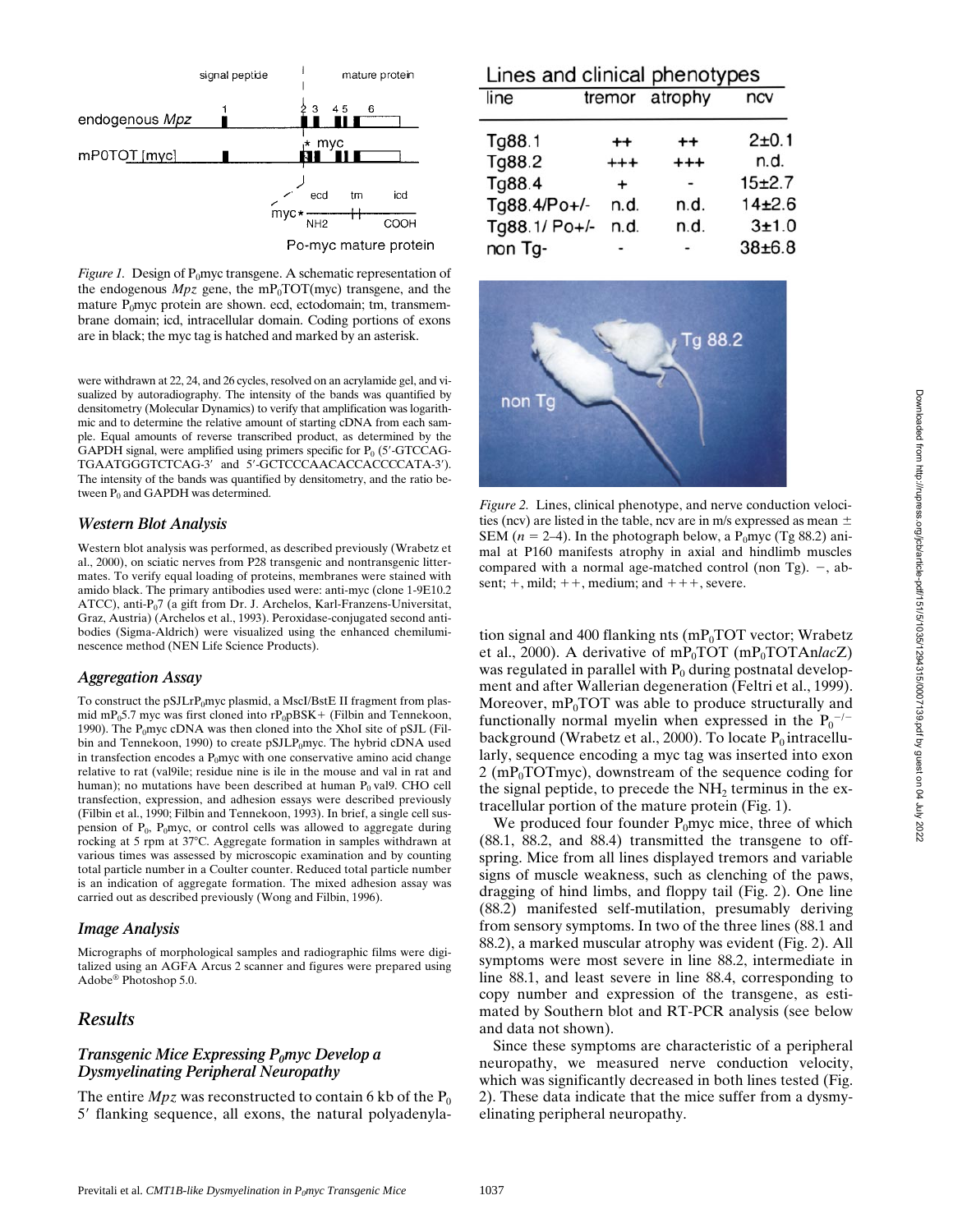Figure 1. Design of $P_0$myc transgene. A schematic representation of the endogenous *Mpz* gene, the $mP_0TOT$(myc) transgene, and the mature $P_0$myc protein are shown. ecd, ectodomain; tm, transmembrane domain; icd, intracellular domain. Coding portions of exons are in black; the myc tag is hatched and marked by an asterisk.

were withdrawn at 22, 24, and 26 cycles, resolved on an acrylamide gel, and visualized by autoradiography. The intensity of the bands was quantified by densitometry (Molecular Dynamics) to verify that amplification was logarithmic and to determine the relative amount of starting cDNA from each sample. Equal amounts of reverse transcribed product, as determined by the GAPDH signal, were amplified using primers specific for $P_0$ (5′-GTCCAGTGAATGGGTCTCAG-3′ and 5′-GCTCCCAACACCACCCCATA-3′). The intensity of the bands was quantified by densitometry, and the ratio between $P_0$ and GAPDH was determined.

### Western Blot Analysis

Western blot analysis was performed, as described previously (Wrabetz et al., 2000), on sciatic nerves from P28 transgenic and nontransgenic littermates. To verify equal loading of proteins, membranes were stained with amido black. The primary antibodies used were: anti-myc (clone 1-9E10.2 ATCC), anti-$P_0$7 (a gift from Dr. J. Archelos, Karl-Franzens-Universitat, Graz, Austria) (Archelos et al., 1993). Peroxidase-conjugated second antibodies (Sigma-Aldrich) were visualized using the enhanced chemiluminescence method (NEN Life Science Products).

### Aggregation Assay

To construct the pSJLr$P_0$myc plasmid, a MscI/BstE II fragment from plasmid m$P_0$5.7 myc was first cloned into r$P_0$pBSK+ (Filbin and Tennekoon, 1990). The $P_0$myc cDNA was then cloned into the XhoI site of pSJL (Filbin and Tennekoon, 1990) to create pSJL$P_0$myc. The hybrid cDNA used in transfection encodes a $P_0$myc with one conservative amino acid change relative to rat (val9ile; residue nine is ile in the mouse and val in rat and human); no mutations have been described at human $P_0$ val9. CHO cell transfection, expression, and adhesion essays were described previously (Filbin et al., 1990; Filbin and Tennekoon, 1993). In brief, a single cell suspension of $P_0$, $P_0$myc, or control cells was allowed to aggregate during rocking at 5 rpm at 37°C. Aggregate formation in samples withdrawn at various times was assessed by microscopic examination and by counting total particle number in a Coulter counter. Reduced total particle number is an indication of aggregate formation. The mixed adhesion assay was carried out as described previously (Wong and Filbin, 1996).

### Image Analysis

Micrographs of morphological samples and radiographic films were digitalized using an AGFA Arcus 2 scanner and figures were prepared using Adobe® Photoshop 5.0.

## Results

### Transgenic Mice Expressing $P_0$myc Develop a Dysmyelinating Peripheral Neuropathy

The entire *Mpz* was reconstructed to contain 6 kb of the $P_0$ 5′ flanking sequence, all exons, the natural polyadenylation signal and 400 flanking nts ($mP_0TOT$ vector; Wrabetz et al., 2000). A derivative of $mP_0TOT$ ($mP_0TOTAnlacZ$) was regulated in parallel with $P_0$ during postnatal development and after Wallerian degeneration (Feltri et al., 1999). Moreover, $mP_0TOT$ was able to produce structurally and functionally normal myelin when expressed in the $P_0^{-/-}$ background (Wrabetz et al., 2000). To locate $P_0$ intracellularly, sequence encoding a myc tag was inserted into exon 2 ($mP_0TOTmyc$), downstream of the sequence coding for the signal peptide, to precede the $NH_2$ terminus in the extracellular portion of the mature protein (Fig. 1).

Lines and clinical phenotypes

| line | tremor | atrophy | ncv |
|---|---|---|---|
| Tg88.1 | ++ | ++ | 2±0.1 |
| Tg88.2 | +++ | +++ | n.d. |
| Tg88.4 | + | - | 15±2.7 |
| Tg88.4/Po+/- | n.d. | n.d. | 14±2.6 |
| Tg88.1/ Po+/- | n.d. | n.d. | 3±1.0 |
| non Tg- | - | - | 38±6.8 |

Figure 2. Lines, clinical phenotype, and nerve conduction velocities (ncv) are listed in the table, ncv are in m/s expressed as mean ± SEM ($n$ = 2–4). In the photograph below, a $P_0$myc (Tg 88.2) animal at P160 manifests atrophy in axial and hindlimb muscles compared with a normal age-matched control (non Tg). −, absent; +, mild; ++, medium; and +++, severe.

We produced four founder $P_0$myc mice, three of which (88.1, 88.2, and 88.4) transmitted the transgene to offspring. Mice from all lines displayed tremors and variable signs of muscle weakness, such as clenching of the paws, dragging of hind limbs, and floppy tail (Fig. 2). One line (88.2) manifested self-mutilation, presumably deriving from sensory symptoms. In two of the three lines (88.1 and 88.2), a marked muscular atrophy was evident (Fig. 2). All symptoms were most severe in line 88.2, intermediate in line 88.1, and least severe in line 88.4, corresponding to copy number and expression of the transgene, as estimated by Southern blot and RT-PCR analysis (see below and data not shown).

Since these symptoms are characteristic of a peripheral neuropathy, we measured nerve conduction velocity, which was significantly decreased in both lines tested (Fig. 2). These data indicate that the mice suffer from a dysmyelinating peripheral neuropathy.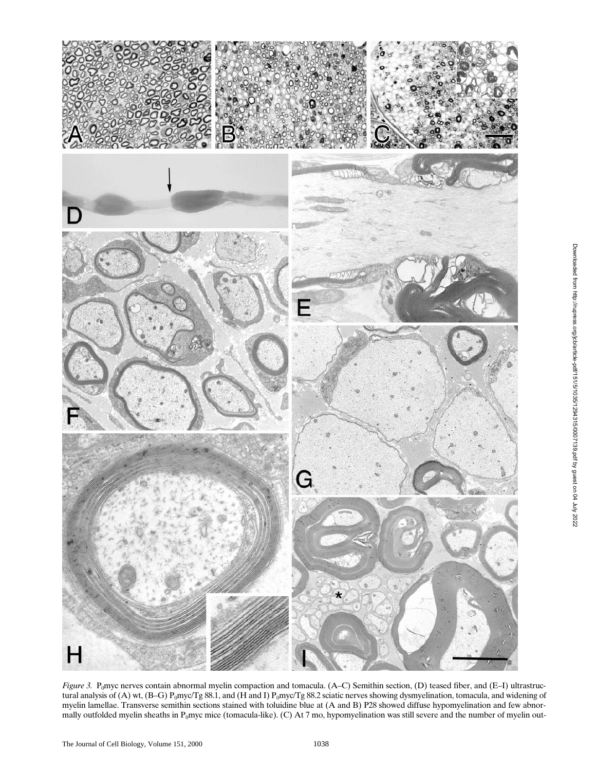*Figure 3.* $P_0$myc nerves contain abnormal myelin compaction and tomacula. (A–C) Semithin section, (D) teased fiber, and (E–I) ultrastructural analysis of (A) wt, (B–G) $P_0$myc/Tg 88.1, and (H and I) $P_0$myc/Tg 88.2 sciatic nerves showing dysmyelination, tomacula, and widening of myelin lamellae. Transverse semithin sections stained with toluidine blue at (A and B) P28 showed diffuse hypomyelination and few abnormally outfolded myelin sheaths in $P_0$myc mice (tomacula-like). (C) At 7 mo, hypomyelination was still severe and the number of myelin out-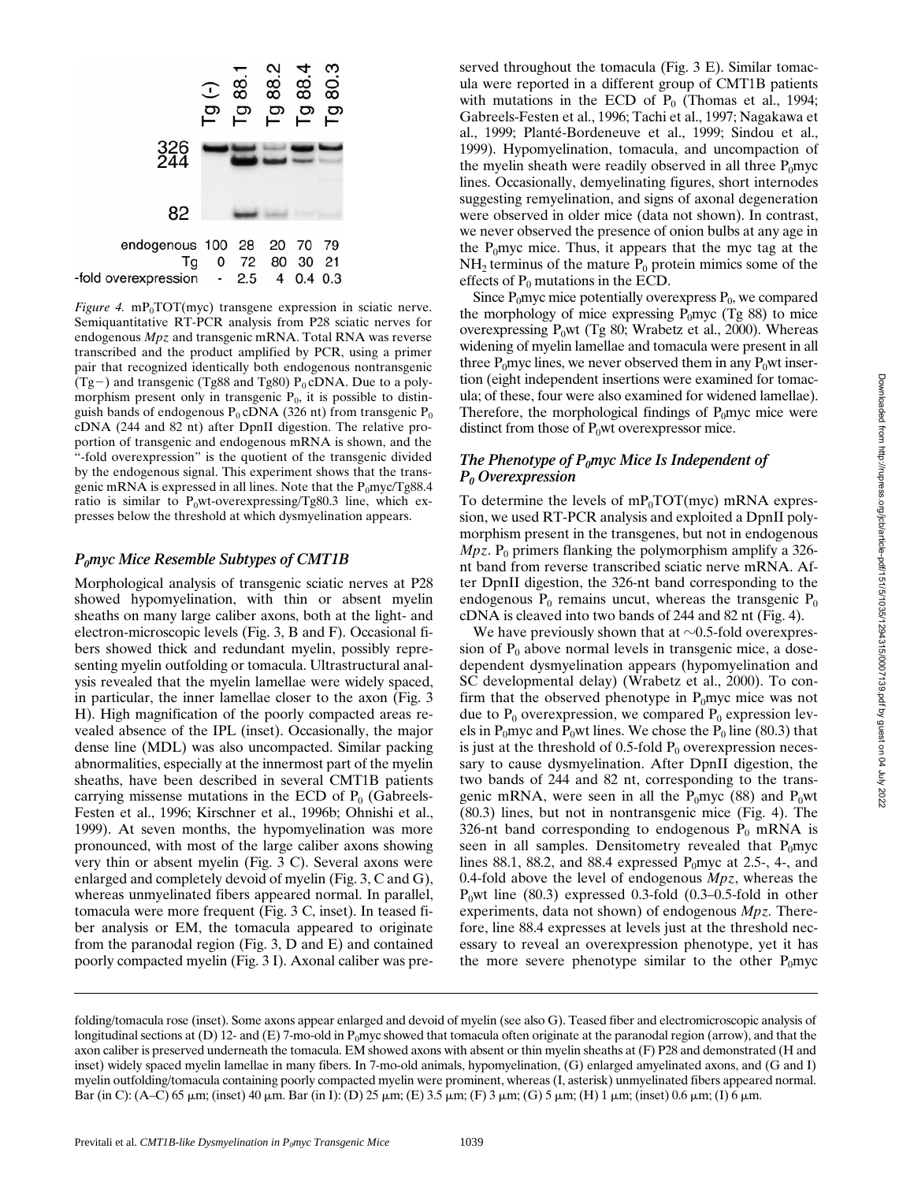| | Tg (-) | Tg 88.1 | Tg 88.2 | Tg 88.4 | Tg 80.3 |
|---|---|---|---|---|---|
| endogenous | 100 | 28 | 20 | 70 | 79 |
| Tg | 0 | 72 | 80 | 30 | 21 |
| -fold overexpression | - | 2.5 | 4 | 0.4 | 0.3 |

*Figure 4.* $mP_0TOT$(myc) transgene expression in sciatic nerve. Semiquantitative RT-PCR analysis from P28 sciatic nerves for endogenous *Mpz* and transgenic mRNA. Total RNA was reverse transcribed and the product amplified by PCR, using a primer pair that recognized identically both endogenous nontransgenic (Tg−) and transgenic (Tg88 and Tg80) $P_0$ cDNA. Due to a polymorphism present only in transgenic $P_0$, it is possible to distinguish bands of endogenous $P_0$ cDNA (326 nt) from transgenic $P_0$ cDNA (244 and 82 nt) after DpnII digestion. The relative proportion of transgenic and endogenous mRNA is shown, and the "-fold overexpression" is the quotient of the transgenic divided by the endogenous signal. This experiment shows that the transgenic mRNA is expressed in all lines. Note that the $P_0$myc/Tg88.4 ratio is similar to $P_0$wt-overexpressing/Tg80.3 line, which expresses below the threshold at which dysmyelination appears.

### $P_0$myc Mice Resemble Subtypes of CMT1B

Morphological analysis of transgenic sciatic nerves at P28 showed hypomyelination, with thin or absent myelin sheaths on many large caliber axons, both at the light- and electron-microscopic levels (Fig. 3, B and F). Occasional fibers showed thick and redundant myelin, possibly representing myelin outfolding or tomacula. Ultrastructural analysis revealed that the myelin lamellae were widely spaced, in particular, the inner lamellae closer to the axon (Fig. 3 H). High magnification of the poorly compacted areas revealed absence of the IPL (inset). Occasionally, the major dense line (MDL) was also uncompacted. Similar packing abnormalities, especially at the innermost part of the myelin sheaths, have been described in several CMT1B patients carrying missense mutations in the ECD of $P_0$ (Gabreels-Festen et al., 1996; Kirschner et al., 1996b; Ohnishi et al., 1999). At seven months, the hypomyelination was more pronounced, with most of the large caliber axons showing very thin or absent myelin (Fig. 3 C). Several axons were enlarged and completely devoid of myelin (Fig. 3, C and G), whereas unmyelinated fibers appeared normal. In parallel, tomacula were more frequent (Fig. 3 C, inset). In teased fiber analysis or EM, the tomacula appeared to originate from the paranodal region (Fig. 3, D and E) and contained poorly compacted myelin (Fig. 3 I). Axonal caliber was preserved throughout the tomacula (Fig. 3 E). Similar tomacula were reported in a different group of CMT1B patients with mutations in the ECD of $P_0$ (Thomas et al., 1994; Gabreels-Festen et al., 1996; Tachi et al., 1997; Nagakawa et al., 1999; Planté-Bordeneuve et al., 1999; Sindou et al., 1999). Hypomyelination, tomacula, and uncompaction of the myelin sheath were readily observed in all three $P_0$myc lines. Occasionally, demyelinating figures, short internodes suggesting remyelination, and signs of axonal degeneration were observed in older mice (data not shown). In contrast, we never observed the presence of onion bulbs at any age in the $P_0$myc mice. Thus, it appears that the myc tag at the $NH_2$ terminus of the mature $P_0$ protein mimics some of the effects of $P_0$ mutations in the ECD.

Since $P_0$myc mice potentially overexpress $P_0$, we compared the morphology of mice expressing $P_0$myc (Tg 88) to mice overexpressing $P_0$wt (Tg 80; Wrabetz et al., 2000). Whereas widening of myelin lamellae and tomacula were present in all three $P_0$myc lines, we never observed them in any $P_0$wt insertion (eight independent insertions were examined for tomacula; of these, four were also examined for widened lamellae). Therefore, the morphological findings of $P_0$myc mice were distinct from those of $P_0$wt overexpressor mice.

### The Phenotype of $P_0$myc Mice Is Independent of $P_0$ Overexpression

To determine the levels of $mP_0TOT$(myc) mRNA expression, we used RT-PCR analysis and exploited a DpnII polymorphism present in the transgenes, but not in endogenous *Mpz*. $P_0$ primers flanking the polymorphism amplify a 326-nt band from reverse transcribed sciatic nerve mRNA. After DpnII digestion, the 326-nt band corresponding to the endogenous $P_0$ remains uncut, whereas the transgenic $P_0$ cDNA is cleaved into two bands of 244 and 82 nt (Fig. 4).

We have previously shown that at ~0.5-fold overexpression of $P_0$ above normal levels in transgenic mice, a dose-dependent dysmyelination appears (hypomyelination and SC developmental delay) (Wrabetz et al., 2000). To confirm that the observed phenotype in $P_0$myc mice was not due to $P_0$ overexpression, we compared $P_0$ expression levels in $P_0$myc and $P_0$wt lines. We chose the $P_0$ line (80.3) that is just at the threshold of 0.5-fold $P_0$ overexpression necessary to cause dysmyelination. After DpnII digestion, the two bands of 244 and 82 nt, corresponding to the transgenic mRNA, were seen in all the $P_0$myc (88) and $P_0$wt (80.3) lines, but not in nontransgenic mice (Fig. 4). The 326-nt band corresponding to endogenous $P_0$ mRNA is seen in all samples. Densitometry revealed that $P_0$myc lines 88.1, 88.2, and 88.4 expressed $P_0$myc at 2.5-, 4-, and 0.4-fold above the level of endogenous *Mpz*, whereas the $P_0$wt line (80.3) expressed 0.3-fold (0.3–0.5-fold in other experiments, data not shown) of endogenous *Mpz*. Therefore, line 88.4 expresses at levels just at the threshold necessary to reveal an overexpression phenotype, yet it has the more severe phenotype similar to the other $P_0$myc

folding/tomacula rose (inset). Some axons appear enlarged and devoid of myelin (see also G). Teased fiber and electromicroscopic analysis of longitudinal sections at (D) 12- and (E) 7-mo-old in $P_0$myc showed that tomacula often originate at the paranodal region (arrow), and that the axon caliber is preserved underneath the tomacula. EM showed axons with absent or thin myelin sheaths at (F) P28 and demonstrated (H and inset) widely spaced myelin lamellae in many fibers. In 7-mo-old animals, hypomyelination, (G) enlarged amyelinated axons, and (G and I) myelin outfolding/tomacula containing poorly compacted myelin were prominent, whereas (I, asterisk) unmyelinated fibers appeared normal. Bar (in C): (A–C) 65 μm; (inset) 40 μm. Bar (in I): (D) 25 μm; (E) 3.5 μm; (F) 3 μm; (G) 5 μm; (H) 1 μm; (inset) 0.6 μm; (I) 6 μm.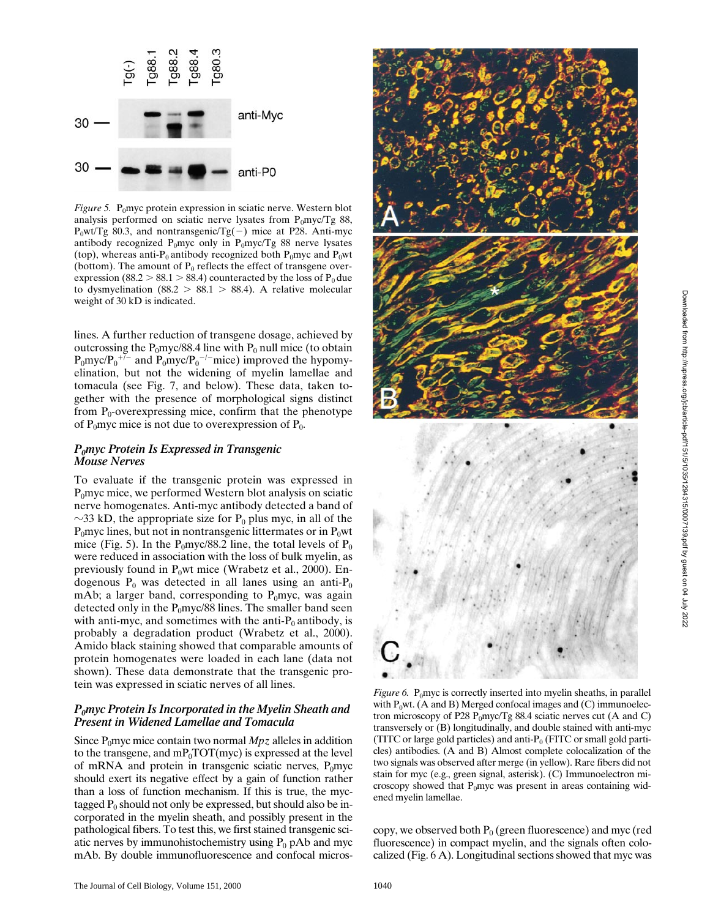*Figure 5.* $P_0$myc protein expression in sciatic nerve. Western blot analysis performed on sciatic nerve lysates from $P_0$myc/Tg 88, $P_0$wt/Tg 80.3, and nontransgenic/Tg(−) mice at P28. Anti-myc antibody recognized $P_0$myc only in $P_0$myc/Tg 88 nerve lysates (top), whereas anti-$P_0$ antibody recognized both $P_0$myc and $P_0$wt (bottom). The amount of $P_0$ reflects the effect of transgene overexpression (88.2 > 88.1 > 88.4) counteracted by the loss of $P_0$ due to dysmyelination (88.2 > 88.1 > 88.4). A relative molecular weight of 30 kD is indicated.

lines. A further reduction of transgene dosage, achieved by outcrossing the $P_0$myc/88.4 line with $P_0$ null mice (to obtain $P_0$myc/$P_0^{+/-}$ and $P_0$myc/$P_0^{-/-}$mice) improved the hypomyelination, but not the widening of myelin lamellae and tomacula (see Fig. 7, and below). These data, taken together with the presence of morphological signs distinct from $P_0$-overexpressing mice, confirm that the phenotype of $P_0$myc mice is not due to overexpression of $P_0$.

### *$P_0$myc Protein Is Expressed in Transgenic Mouse Nerves*

To evaluate if the transgenic protein was expressed in $P_0$myc mice, we performed Western blot analysis on sciatic nerve homogenates. Anti-myc antibody detected a band of ∼33 kD, the appropriate size for $P_0$ plus myc, in all of the $P_0$myc lines, but not in nontransgenic littermates or in $P_0$wt mice (Fig. 5). In the $P_0$myc/88.2 line, the total levels of $P_0$ were reduced in association with the loss of bulk myelin, as previously found in $P_0$wt mice (Wrabetz et al., 2000). Endogenous $P_0$ was detected in all lanes using an anti-$P_0$ mAb; a larger band, corresponding to $P_0$myc, was again detected only in the $P_0$myc/88 lines. The smaller band seen with anti-myc, and sometimes with the anti-$P_0$ antibody, is probably a degradation product (Wrabetz et al., 2000). Amido black staining showed that comparable amounts of protein homogenates were loaded in each lane (data not shown). These data demonstrate that the transgenic protein was expressed in sciatic nerves of all lines.

### *$P_0$myc Protein Is Incorporated in the Myelin Sheath and Present in Widened Lamellae and Tomacula*

Since $P_0$myc mice contain two normal *Mpz* alleles in addition to the transgene, and m$P_0$TOT(myc) is expressed at the level of mRNA and protein in transgenic sciatic nerves, $P_0$myc should exert its negative effect by a gain of function rather than a loss of function mechanism. If this is true, the myc-tagged $P_0$ should not only be expressed, but should also be incorporated in the myelin sheath, and possibly present in the pathological fibers. To test this, we first stained transgenic sciatic nerves by immunohistochemistry using $P_0$ pAb and myc mAb. By double immunofluorescence and confocal microscopy, we observed both $P_0$ (green fluorescence) and myc (red fluorescence) in compact myelin, and the signals often colocalized (Fig. 6 A). Longitudinal sections showed that myc was

*Figure 6.* $P_0$myc is correctly inserted into myelin sheaths, in parallel with $P_0$wt. (A and B) Merged confocal images and (C) immunoelectron microscopy of P28 $P_0$myc/Tg 88.4 sciatic nerves cut (A and C) transversely or (B) longitudinally, and double stained with anti-myc (TITC or large gold particles) and anti-$P_0$ (FITC or small gold particles) antibodies. (A and B) Almost complete colocalization of the two signals was observed after merge (in yellow). Rare fibers did not stain for myc (e.g., green signal, asterisk). (C) Immunoelectron microscopy showed that $P_0$myc was present in areas containing widened myelin lamellae.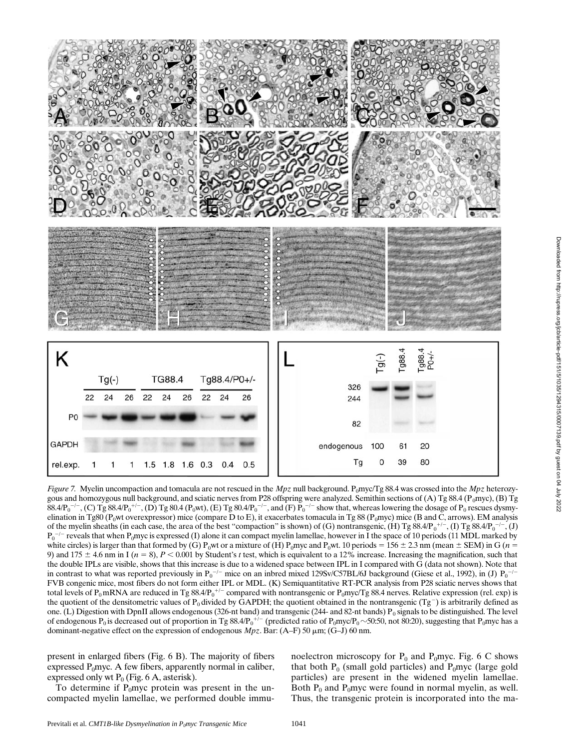*Figure 7.* Myelin uncompaction and tomacula are not rescued in the *Mpz* null background. $P_0$myc/Tg 88.4 was crossed into the *Mpz* heterozygous and homozygous null background, and sciatic nerves from P28 offspring were analyzed. Semithin sections of (A) Tg 88.4 ($P_0$myc), (B) Tg 88.4/$P_0^{-/-}$, (C) Tg 88.4/$P_0^{+/-}$, (D) Tg 80.4 ($P_0$wt), (E) Tg 80.4/$P_0^{-/-}$, and (F) $P_0^{-/-}$ show that, whereas lowering the dosage of $P_0$ rescues dysmyelination in Tg80 ($P_0$wt overexpressor) mice (compare D to E), it exacerbates tomacula in Tg 88 ($P_0$myc) mice (B and C, arrows). EM analysis of the myelin sheaths (in each case, the area of the best "compaction" is shown) of (G) nontransgenic, (H) Tg 88.4/$P_0^{+/-}$, (I) Tg 88.4/$P_0^{-/-}$, (J) $P_0^{-/-}$ reveals that when $P_0$myc is expressed (I) alone it can compact myelin lamellae, however in I the space of 10 periods (11 MDL marked by white circles) is larger than that formed by (G) $P_0$wt or a mixture of (H) $P_0$myc and $P_0$wt. 10 periods = 156 ± 2.3 nm (mean ± SEM) in G ($n$ = 9) and 175 ± 4.6 nm in I ($n$ = 8), $P < 0.001$ by Student's $t$ test, which is equivalent to a 12% increase. Increasing the magnification, such that the double IPLs are visible, shows that this increase is due to a widened space between IPL in I compared with G (data not shown). Note that in contrast to what was reported previously in $P_0^{-/-}$ mice on an inbred mixed 129Sv/C57BL/6J background (Giese et al., 1992), in (J) $P_0^{-/-}$ FVB congenic mice, most fibers do not form either IPL or MDL. (K) Semiquantitative RT-PCR analysis from P28 sciatic nerves shows that total levels of $P_0$ mRNA are reduced in Tg 88.4/$P_0^{+/-}$ compared with nontransgenic or $P_0$myc/Tg 88.4 nerves. Relative expression (rel. exp) is the quotient of the densitometric values of $P_0$ divided by GAPDH; the quotient obtained in the nontransgenic (Tg$^-$) is arbitrarily defined as one. (L) Digestion with DpnII allows endogenous (326-nt band) and transgenic (244- and 82-nt bands) $P_0$ signals to be distinguished. The level of endogenous $P_0$ is decreased out of proportion in Tg 88.4/$P_0^{+/-}$ (predicted ratio of $P_0$myc/$P_0$ ~50:50, not 80:20), suggesting that $P_0$myc has a dominant-negative effect on the expression of endogenous *Mpz*. Bar: (A–F) 50 μm; (G–J) 60 nm.

present in enlarged fibers (Fig. 6 B). The majority of fibers expressed $P_0$myc. A few fibers, apparently normal in caliber, expressed only wt $P_0$ (Fig. 6 A, asterisk).

To determine if $P_0$myc protein was present in the uncompacted myelin lamellae, we performed double immunoelectron microscopy for $P_0$ and $P_0$myc. Fig. 6 C shows that both $P_0$ (small gold particles) and $P_0$myc (large gold particles) are present in the widened myelin lamellae. Both $P_0$ and $P_0$myc were found in normal myelin, as well. Thus, the transgenic protein is incorporated into the ma-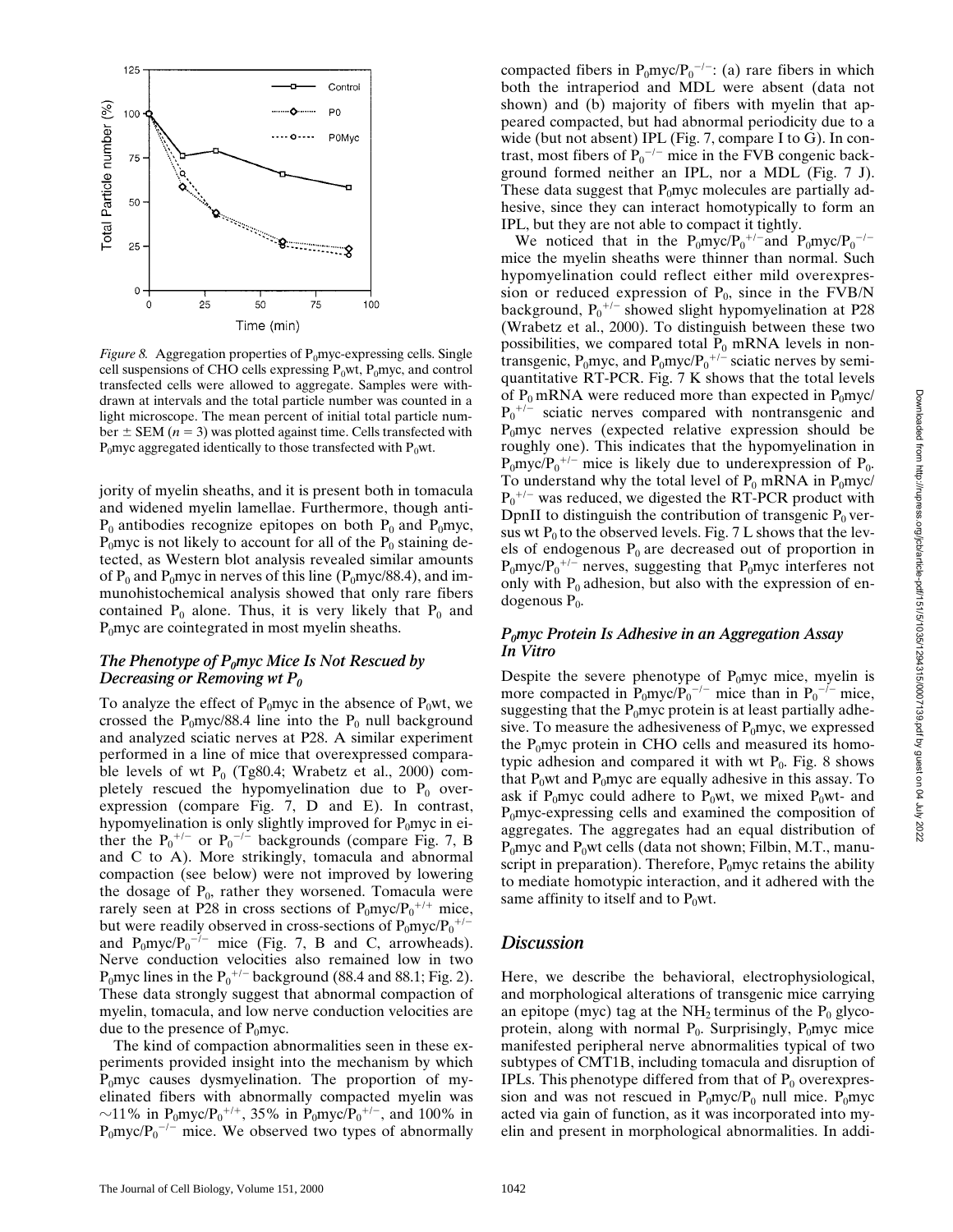*Figure 8.* Aggregation properties of $P_0$myc-expressing cells. Single cell suspensions of CHO cells expressing $P_0$wt, $P_0$myc, and control transfected cells were allowed to aggregate. Samples were withdrawn at intervals and the total particle number was counted in a light microscope. The mean percent of initial total particle number ± SEM ($n = 3$) was plotted against time. Cells transfected with $P_0$myc aggregated identically to those transfected with $P_0$wt.

jority of myelin sheaths, and it is present both in tomacula and widened myelin lamellae. Furthermore, though anti-$P_0$ antibodies recognize epitopes on both $P_0$ and $P_0$myc, $P_0$myc is not likely to account for all of the $P_0$ staining detected, as Western blot analysis revealed similar amounts of $P_0$ and $P_0$myc in nerves of this line ($P_0$myc/88.4), and immunohistochemical analysis showed that only rare fibers contained $P_0$ alone. Thus, it is very likely that $P_0$ and $P_0$myc are cointegrated in most myelin sheaths.

### *The Phenotype of $P_0$myc Mice Is Not Rescued by Decreasing or Removing wt $P_0$*

To analyze the effect of $P_0$myc in the absence of $P_0$wt, we crossed the $P_0$myc/88.4 line into the $P_0$ null background and analyzed sciatic nerves at P28. A similar experiment performed in a line of mice that overexpressed comparable levels of wt $P_0$ (Tg80.4; Wrabetz et al., 2000) completely rescued the hypomyelination due to $P_0$ overexpression (compare Fig. 7, D and E). In contrast, hypomyelination is only slightly improved for $P_0$myc in either the $P_0^{+/-}$ or $P_0^{-/-}$ backgrounds (compare Fig. 7, B and C to A). More strikingly, tomacula and abnormal compaction (see below) were not improved by lowering the dosage of $P_0$, rather they worsened. Tomacula were rarely seen at P28 in cross sections of $P_0$myc/$P_0^{+/+}$ mice, but were readily observed in cross-sections of $P_0$myc/$P_0^{+/-}$ and $P_0$myc/$P_0^{-/-}$ mice (Fig. 7, B and C, arrowheads). Nerve conduction velocities also remained low in two $P_0$myc lines in the $P_0^{+/-}$ background (88.4 and 88.1; Fig. 2). These data strongly suggest that abnormal compaction of myelin, tomacula, and low nerve conduction velocities are due to the presence of $P_0$myc.

The kind of compaction abnormalities seen in these experiments provided insight into the mechanism by which $P_0$myc causes dysmyelination. The proportion of myelinated fibers with abnormally compacted myelin was ~11% in $P_0$myc/$P_0^{+/+}$, 35% in $P_0$myc/$P_0^{+/-}$, and 100% in $P_0$myc/$P_0^{-/-}$ mice. We observed two types of abnormally compacted fibers in $P_0$myc/$P_0^{-/-}$: (a) rare fibers in which both the intraperiod and MDL were absent (data not shown) and (b) majority of fibers with myelin that appeared compacted, but had abnormal periodicity due to a wide (but not absent) IPL (Fig. 7, compare I to G). In contrast, most fibers of $P_0^{-/-}$ mice in the FVB congenic background formed neither an IPL, nor a MDL (Fig. 7 J). These data suggest that $P_0$myc molecules are partially adhesive, since they can interact homotypically to form an IPL, but they are not able to compact it tightly.

We noticed that in the $P_0$myc/$P_0^{+/-}$and $P_0$myc/$P_0^{-/-}$ mice the myelin sheaths were thinner than normal. Such hypomyelination could reflect either mild overexpression or reduced expression of $P_0$, since in the FVB/N background, $P_0^{+/-}$ showed slight hypomyelination at P28 (Wrabetz et al., 2000). To distinguish between these two possibilities, we compared total $P_0$ mRNA levels in nontransgenic, $P_0$myc, and $P_0$myc/$P_0^{+/-}$ sciatic nerves by semiquantitative RT-PCR. Fig. 7 K shows that the total levels of $P_0$ mRNA were reduced more than expected in $P_0$myc/$P_0^{+/-}$ sciatic nerves compared with nontransgenic and $P_0$myc nerves (expected relative expression should be roughly one). This indicates that the hypomyelination in $P_0$myc/$P_0^{+/-}$ mice is likely due to underexpression of $P_0$. To understand why the total level of $P_0$ mRNA in $P_0$myc/$P_0^{+/-}$ was reduced, we digested the RT-PCR product with DpnII to distinguish the contribution of transgenic $P_0$ versus wt $P_0$ to the observed levels. Fig. 7 L shows that the levels of endogenous $P_0$ are decreased out of proportion in $P_0$myc/$P_0^{+/-}$ nerves, suggesting that $P_0$myc interferes not only with $P_0$ adhesion, but also with the expression of endogenous $P_0$.

### *$P_0$myc Protein Is Adhesive in an Aggregation Assay In Vitro*

Despite the severe phenotype of $P_0$myc mice, myelin is more compacted in $P_0$myc/$P_0^{-/-}$ mice than in $P_0^{-/-}$ mice, suggesting that the $P_0$myc protein is at least partially adhesive. To measure the adhesiveness of $P_0$myc, we expressed the $P_0$myc protein in CHO cells and measured its homotypic adhesion and compared it with wt $P_0$. Fig. 8 shows that $P_0$wt and $P_0$myc are equally adhesive in this assay. To ask if $P_0$myc could adhere to $P_0$wt, we mixed $P_0$wt- and $P_0$myc-expressing cells and examined the composition of aggregates. The aggregates had an equal distribution of $P_0$myc and $P_0$wt cells (data not shown; Filbin, M.T., manuscript in preparation). Therefore, $P_0$myc retains the ability to mediate homotypic interaction, and it adhered with the same affinity to itself and to $P_0$wt.

## *Discussion*

Here, we describe the behavioral, electrophysiological, and morphological alterations of transgenic mice carrying an epitope (myc) tag at the $NH_2$ terminus of the $P_0$ glycoprotein, along with normal $P_0$. Surprisingly, $P_0$myc mice manifested peripheral nerve abnormalities typical of two subtypes of CMT1B, including tomacula and disruption of IPLs. This phenotype differed from that of $P_0$ overexpression and was not rescued in $P_0$myc/$P_0$ null mice. $P_0$myc acted via gain of function, as it was incorporated into myelin and present in morphological abnormalities. In addi-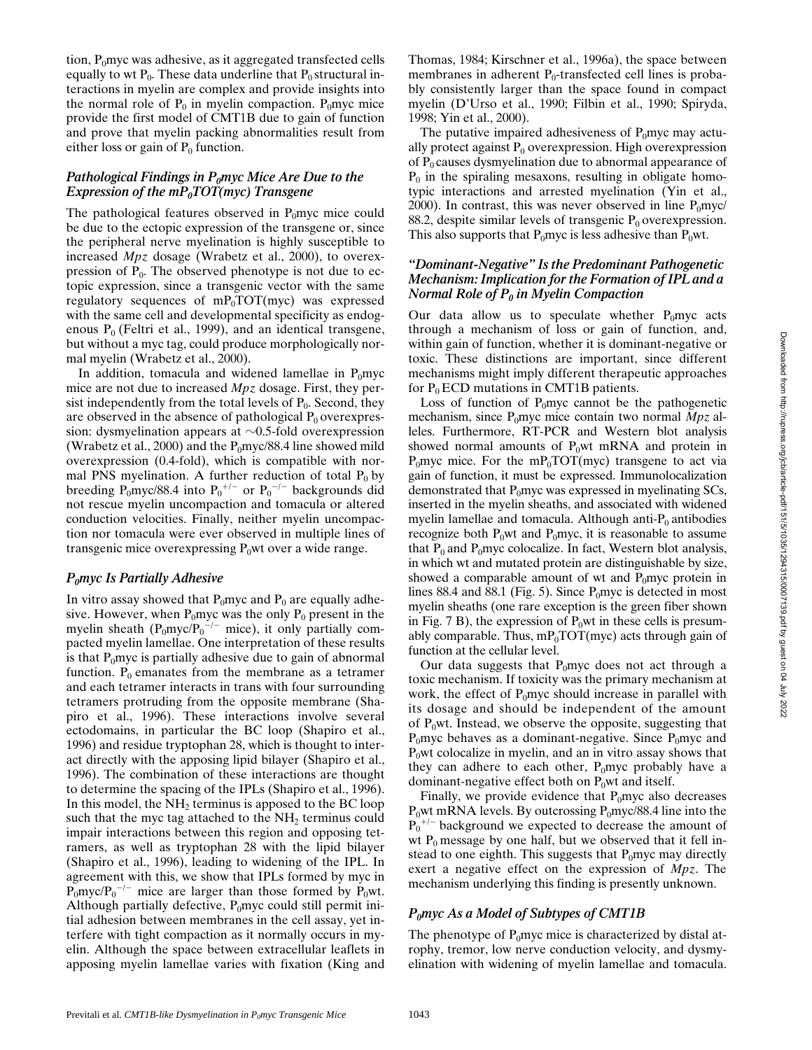tion, $P_0$myc was adhesive, as it aggregated transfected cells equally to wt $P_0$. These data underline that $P_0$ structural interactions in myelin are complex and provide insights into the normal role of $P_0$ in myelin compaction. $P_0$myc mice provide the first model of CMT1B due to gain of function and prove that myelin packing abnormalities result from either loss or gain of $P_0$ function.

### *Pathological Findings in $P_0$myc Mice Are Due to the Expression of the $mP_0TOT(myc)$ Transgene*

The pathological features observed in $P_0$myc mice could be due to the ectopic expression of the transgene or, since the peripheral nerve myelination is highly susceptible to increased *Mpz* dosage (Wrabetz et al., 2000), to overexpression of $P_0$. The observed phenotype is not due to ectopic expression, since a transgenic vector with the same regulatory sequences of $mP_0TOT(myc)$ was expressed with the same cell and developmental specificity as endogenous $P_0$ (Feltri et al., 1999), and an identical transgene, but without a myc tag, could produce morphologically normal myelin (Wrabetz et al., 2000).

In addition, tomacula and widened lamellae in $P_0$myc mice are not due to increased *Mpz* dosage. First, they persist independently from the total levels of $P_0$. Second, they are observed in the absence of pathological $P_0$ overexpression: dysmyelination appears at ~0.5-fold overexpression (Wrabetz et al., 2000) and the $P_0$myc/88.4 line showed mild overexpression (0.4-fold), which is compatible with normal PNS myelination. A further reduction of total $P_0$ by breeding $P_0$myc/88.4 into $P_0^{+/-}$ or $P_0^{-/-}$ backgrounds did not rescue myelin uncompaction and tomacula or altered conduction velocities. Finally, neither myelin uncompaction nor tomacula were ever observed in multiple lines of transgenic mice overexpressing $P_0$wt over a wide range.

### *$P_0$myc Is Partially Adhesive*

In vitro assay showed that $P_0$myc and $P_0$ are equally adhesive. However, when $P_0$myc was the only $P_0$ present in the myelin sheath ($P_0$myc/$P_0^{-/-}$ mice), it only partially compacted myelin lamellae. One interpretation of these results is that $P_0$myc is partially adhesive due to gain of abnormal function. $P_0$ emanates from the membrane as a tetramer and each tetramer interacts in trans with four surrounding tetramers protruding from the opposite membrane (Shapiro et al., 1996). These interactions involve several ectodomains, in particular the BC loop (Shapiro et al., 1996) and residue tryptophan 28, which is thought to interact directly with the apposing lipid bilayer (Shapiro et al., 1996). The combination of these interactions are thought to determine the spacing of the IPLs (Shapiro et al., 1996). In this model, the $NH_2$ terminus is apposed to the BC loop such that the myc tag attached to the $NH_2$ terminus could impair interactions between this region and opposing tetramers, as well as tryptophan 28 with the lipid bilayer (Shapiro et al., 1996), leading to widening of the IPL. In agreement with this, we show that IPLs formed by myc in $P_0$myc/$P_0^{-/-}$ mice are larger than those formed by $P_0$wt. Although partially defective, $P_0$myc could still permit initial adhesion between membranes in the cell assay, yet interfere with tight compaction as it normally occurs in myelin. Although the space between extracellular leaflets in apposing myelin lamellae varies with fixation (King and Thomas, 1984; Kirschner et al., 1996a), the space between membranes in adherent $P_0$-transfected cell lines is probably consistently larger than the space found in compact myelin (D'Urso et al., 1990; Filbin et al., 1990; Spiryda, 1998; Yin et al., 2000).

The putative impaired adhesiveness of $P_0$myc may actually protect against $P_0$ overexpression. High overexpression of $P_0$ causes dysmyelination due to abnormal appearance of $P_0$ in the spiraling mesaxons, resulting in obligate homotypic interactions and arrested myelination (Yin et al., 2000). In contrast, this was never observed in line $P_0$myc/88.2, despite similar levels of transgenic $P_0$ overexpression. This also supports that $P_0$myc is less adhesive than $P_0$wt.

### *"Dominant-Negative" Is the Predominant Pathogenetic Mechanism: Implication for the Formation of IPL and a Normal Role of $P_0$ in Myelin Compaction*

Our data allow us to speculate whether $P_0$myc acts through a mechanism of loss or gain of function, and, within gain of function, whether it is dominant-negative or toxic. These distinctions are important, since different mechanisms might imply different therapeutic approaches for $P_0$ ECD mutations in CMT1B patients.

Loss of function of $P_0$myc cannot be the pathogenetic mechanism, since $P_0$myc mice contain two normal *Mpz* alleles. Furthermore, RT-PCR and Western blot analysis showed normal amounts of $P_0$wt mRNA and protein in $P_0$myc mice. For the $mP_0TOT(myc)$ transgene to act via gain of function, it must be expressed. Immunolocalization demonstrated that $P_0$myc was expressed in myelinating SCs, inserted in the myelin sheaths, and associated with widened myelin lamellae and tomacula. Although anti-$P_0$ antibodies recognize both $P_0$wt and $P_0$myc, it is reasonable to assume that $P_0$ and $P_0$myc colocalize. In fact, Western blot analysis, in which wt and mutated protein are distinguishable by size, showed a comparable amount of wt and $P_0$myc protein in lines 88.4 and 88.1 (Fig. 5). Since $P_0$myc is detected in most myelin sheaths (one rare exception is the green fiber shown in Fig. 7 B), the expression of $P_0$wt in these cells is presumably comparable. Thus, $mP_0TOT(myc)$ acts through gain of function at the cellular level.

Our data suggests that $P_0$myc does not act through a toxic mechanism. If toxicity was the primary mechanism at work, the effect of $P_0$myc should increase in parallel with its dosage and should be independent of the amount of $P_0$wt. Instead, we observe the opposite, suggesting that $P_0$myc behaves as a dominant-negative. Since $P_0$myc and $P_0$wt colocalize in myelin, and an in vitro assay shows that they can adhere to each other, $P_0$myc probably have a dominant-negative effect both on $P_0$wt and itself.

Finally, we provide evidence that $P_0$myc also decreases $P_0$wt mRNA levels. By outcrossing $P_0$myc/88.4 line into the $P_0^{+/-}$ background we expected to decrease the amount of wt $P_0$ message by one half, but we observed that it fell instead to one eighth. This suggests that $P_0$myc may directly exert a negative effect on the expression of *Mpz*. The mechanism underlying this finding is presently unknown.

### *$P_0$myc As a Model of Subtypes of CMT1B*

The phenotype of $P_0$myc mice is characterized by distal atrophy, tremor, low nerve conduction velocity, and dysmyelination with widening of myelin lamellae and tomacula.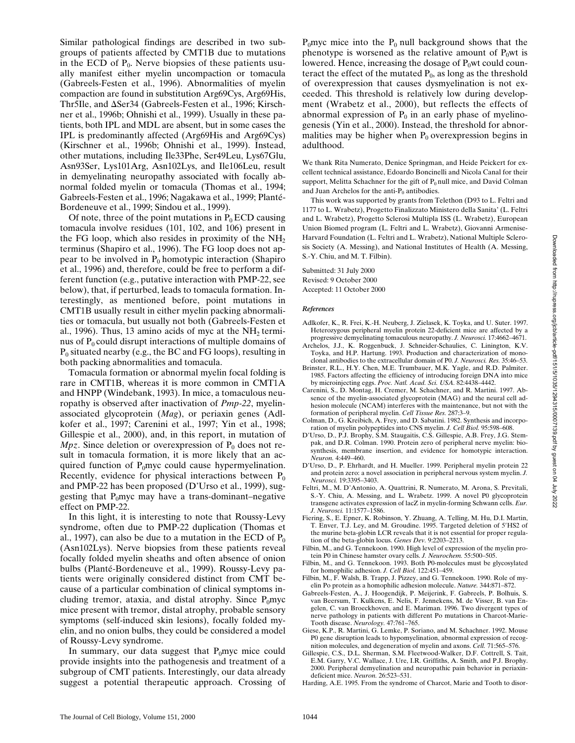Similar pathological findings are described in two subgroups of patients affected by CMT1B due to mutations in the ECD of $P_0$. Nerve biopsies of these patients usually manifest either myelin uncompaction or tomacula (Gabreels-Festen et al., 1996). Abnormalities of myelin compaction are found in substitution Arg69Cys, Arg69His, Thr5Ile, and ΔSer34 (Gabreels-Festen et al., 1996; Kirschner et al., 1996b; Ohnishi et al., 1999). Usually in these patients, both IPL and MDL are absent, but in some cases the IPL is predominantly affected (Arg69His and Arg69Cys) (Kirschner et al., 1996b; Ohnishi et al., 1999). Instead, other mutations, including Ile33Phe, Ser49Leu, Lys67Glu, Asn93Ser, Lys101Arg, Asn102Lys, and Ile106Leu, result in demyelinating neuropathy associated with focally abnormal folded myelin or tomacula (Thomas et al., 1994; Gabreels-Festen et al., 1996; Nagakawa et al., 1999; Planté-Bordeneuve et al., 1999; Sindou et al., 1999).

Of note, three of the point mutations in $P_0$ ECD causing tomacula involve residues (101, 102, and 106) present in the FG loop, which also resides in proximity of the $NH_2$ terminus (Shapiro et al., 1996). The FG loop does not appear to be involved in $P_0$ homotypic interaction (Shapiro et al., 1996) and, therefore, could be free to perform a different function (e.g., putative interaction with PMP-22, see below), that, if perturbed, leads to tomacula formation. Interestingly, as mentioned before, point mutations in CMT1B usually result in either myelin packing abnormalities or tomacula, but usually not both (Gabreels-Festen et al., 1996). Thus, 13 amino acids of myc at the $NH_2$ terminus of $P_0$ could disrupt interactions of multiple domains of $P_0$ situated nearby (e.g., the BC and FG loops), resulting in both packing abnormalities and tomacula.

Tomacula formation or abnormal myelin focal folding is rare in CMT1B, whereas it is more common in CMT1A and HNPP (Windebank, 1993). In mice, a tomaculous neuropathy is observed after inactivation of *Pmp-22*, myelin-associated glycoprotein (*Mag*), or periaxin genes (Adlkofer et al., 1997; Carenini et al., 1997; Yin et al., 1998; Gillespie et al., 2000), and, in this report, in mutation of *Mpz*. Since deletion or overexpression of $P_0$ does not result in tomacula formation, it is more likely that an acquired function of $P_0$myc could cause hypermyelination. Recently, evidence for physical interactions between $P_0$ and PMP-22 has been proposed (D'Urso et al., 1999), suggesting that $P_0$myc may have a trans-dominant–negative effect on PMP-22.

In this light, it is interesting to note that Roussy-Levy syndrome, often due to PMP-22 duplication (Thomas et al., 1997), can also be due to a mutation in the ECD of $P_0$ (Asn102Lys). Nerve biopsies from these patients reveal focally folded myelin sheaths and often absence of onion bulbs (Planté-Bordeneuve et al., 1999). Roussy-Levy patients were originally considered distinct from CMT because of a particular combination of clinical symptoms including tremor, ataxia, and distal atrophy. Since $P_0$myc mice present with tremor, distal atrophy, probable sensory symptoms (self-induced skin lesions), focally folded myelin, and no onion bulbs, they could be considered a model of Roussy-Levy syndrome.

In summary, our data suggest that $P_0$myc mice could provide insights into the pathogenesis and treatment of a subgroup of CMT patients. Interestingly, our data already suggest a potential therapeutic approach. Crossing of $P_0$myc mice into the $P_0$ null background shows that the phenotype is worsened as the relative amount of $P_0$wt is lowered. Hence, increasing the dosage of $P_0$wt could counteract the effect of the mutated $P_0$, as long as the threshold of overexpression that causes dysmyelination is not exceeded. This threshold is relatively low during development (Wrabetz et al., 2000), but reflects the effects of abnormal expression of $P_0$ in an early phase of myelinogenesis (Yin et al., 2000). Instead, the threshold for abnormalities may be higher when $P_0$ overexpression begins in adulthood.

We thank Rita Numerato, Denice Springman, and Heide Peickert for excellent technical assistance, Edoardo Boncinelli and Nicola Canal for their support, Melitta Schachner for the gift of $P_0$ null mice, and David Colman and Juan Archelos for the anti-$P_0$ antibodies.

This work was supported by grants from Telethon (D93 to L. Feltri and 1177 to L. Wrabetz), Progetto Finalizzato Ministero della Sanita' (L. Feltri and L. Wrabetz), Progetto Sclerosi Multipla ISS (L. Wrabetz), European Union Biomed program (L. Feltri and L. Wrabetz), Giovanni Armenise-Harvard Foundation (L. Feltri and L. Wrabetz), National Multiple Sclerosis Society (A. Messing), and National Institutes of Health (A. Messing, S.-Y. Chiu, and M. T. Filbin).

Submitted: 31 July 2000
Revised: 9 October 2000
Accepted: 11 October 2000

### *References*

Adlkofer, K., R. Frei, K.-H. Neuberg, J. Zielasek, K. Toyka, and U. Suter. 1997. Heterozygous peripheral myelin protein 22-deficient mice are affected by a progressive demyelinating tomaculous neuropathy. *J. Neurosci.* 17:4662–4671.

Archelos, J.J., K. Roggenbuck, J. Schneider-Schaulies, C. Linington, K.V. Toyka, and H.P. Hartung. 1993. Production and characterization of monoclonal antibodies to the extracellular domain of P0. *J. Neurosci. Res.* 35:46–53.

Brinster, R.L., H.Y. Chen, M.E. Trumbauer, M.K. Yagle, and R.D. Palmiter. 1985. Factors affecting the efficiency of introducing foreign DNA into mice by microinjecting eggs. *Proc. Natl. Acad. Sci. USA.* 82:4438–4442.

Carenini, S., D. Montag, H. Cremer, M. Schachner, and R. Martini. 1997. Absence of the myelin-associated glycoprotein (MAG) and the neural cell adhesion molecule (NCAM) interferes with the maintenance, but not with the formation of peripheral myelin. *Cell Tissue Res.* 287:3–9.

Colman, D., G. Kreibich, A. Frey, and D. Sabatini. 1982. Synthesis and incorporation of myelin polypeptides into CNS myelin. *J. Cell Biol.* 95:598–608.

D'Urso, D., P.J. Brophy, S.M. Staugaitis, C.S. Gillespie, A.B. Frey, J.G. Stempak, and D.R. Colman. 1990. Protein zero of peripheral nerve myelin: biosynthesis, membrane insertion, and evidence for homotypic interaction. *Neuron.* 4:449–460.

D'Urso, D., P. Ehrhardt, and H. Mueller. 1999. Peripheral myelin protein 22 and protein zero: a novel association in peripheral nervous system myelin. *J. Neurosci.* 19:3395–3403.

Feltri, M., M. D'Antonio, A. Quattrini, R. Numerato, M. Arona, S. Previtali, S.-Y. Chiu, A. Messing, and L. Wrabetz. 1999. A novel P0 glycoprotein transgene activates expression of lacZ in myelin-forming Schwann cells. *Eur. J. Neurosci.* 11:1577–1586.

Fiering, S., E. Epner, K. Robinson, Y. Zhuang, A. Telling, M. Hu, D.I. Martin, T. Enver, T.J. Ley, and M. Groudine. 1995. Targeted deletion of 5′HS2 of the murine beta-globin LCR reveals that it is not essential for proper regulation of the beta-globin locus. *Genes Dev.* 9:2203–2213.

Filbin, M., and G. Tennekoon. 1990. High level of expression of the myelin protein P0 in Chinese hamster ovary cells. *J. Neurochem.* 55:500–505.

Filbin, M., and G. Tennekoon. 1993. Both P0-molecules must be glycosylated for homophilic adhesion. *J. Cell Biol.* 122:451–459.

Filbin, M., F. Walsh, B. Trapp, J. Pizzey, and G. Tennekoon. 1990. Role of myelin Po protein as a homophilic adhesion molecule. *Nature.* 344:871–872.

Gabreels-Festen, A., J. Hoogendijk, P. Meijerink, F. Gabreels, P. Bolhuis, S. van Beersum, T. Kulkens, E. Nelis, F. Jennekens, M. de Visser, B. van Engelen, C. van Broeckhoven, and E. Mariman. 1996. Two divergent types of nerve pathology in patients with different Po mutations in Charcot-Marie-Tooth disease. *Neurology.* 47:761–765.

Giese, K.P., R. Martini, G. Lemke, P. Soriano, and M. Schachner. 1992. Mouse P0 gene disruption leads to hypomyelination, abnormal expression of recognition molecules, and degeneration of myelin and axons. *Cell.* 71:565–576.

Gillespie, C.S., D.L. Sherman, S.M. Fleetwood-Walker, D.F. Cottrell, S. Tait, E.M. Garry, V.C. Wallace, J. Ure, I.R. Griffiths, A. Smith, and P.J. Brophy. 2000. Peripheral demyelination and neuropathic pain behavior in periaxin-deficient mice. *Neuron.* 26:523–531.

Harding, A.E. 1995. From the syndrome of Charcot, Marie and Tooth to disor-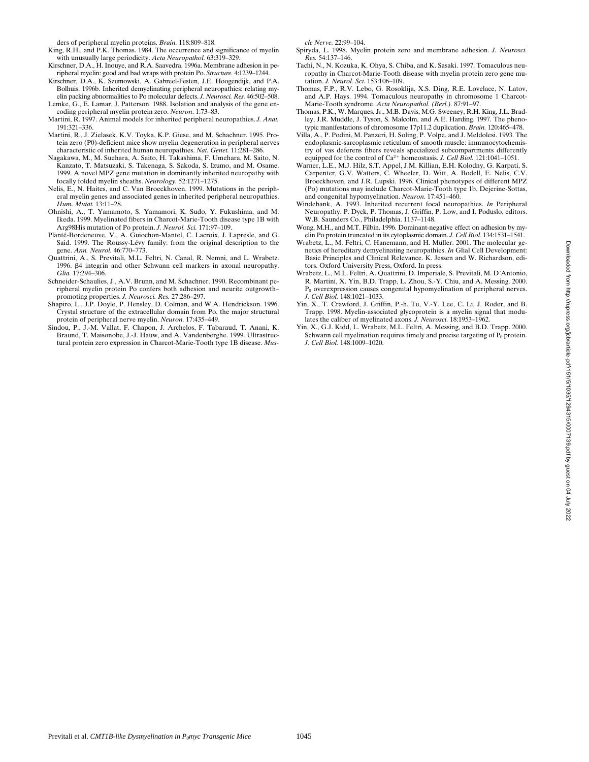ders of peripheral myelin proteins. *Brain.* 118:809–818.

King, R.H., and P.K. Thomas. 1984. The occurrence and significance of myelin with unusually large periodicity. *Acta Neuropathol.* 63:319–329.

Kirschner, D.A., H. Inouye, and R.A. Saavedra. 1996a. Membrane adhesion in peripheral myelin: good and bad wraps with protein Po. *Structure.* 4:1239–1244.

Kirschner, D.A., K. Szumowski, A. Gabreel-Festen, J.E. Hoogendijk, and P.A. Bolhuis. 1996b. Inherited demyelinating peripheral neuropathies: relating myelin packing abnormalities to Po molecular defects. *J. Neurosci. Res.* 46:502–508.

Lemke, G., E. Lamar, J. Patterson. 1988. Isolation and analysis of the gene encoding peripheral myelin protein zero. *Neuron*. 1:73–83.

Martini, R. 1997. Animal models for inherited peripheral neuropathies. *J. Anat.* 191:321–336.

Martini, R., J. Zielasek, K.V. Toyka, K.P. Giese, and M. Schachner. 1995. Protein zero (P0)-deficient mice show myelin degeneration in peripheral nerves characteristic of inherited human neuropathies. *Nat. Genet.* 11:281–286.

Nagakawa, M., M. Suehara, A. Saito, H. Takashima, F. Umehara, M. Saito, N. Kanzato, T. Matsuzaki, S. Takenaga, S. Sakoda, S. Izumo, and M. Osame. 1999. A novel MPZ gene mutation in dominantly inherited neuropathy with focally folded myelin sheaths. *Neurology.* 52:1271–1275.

Nelis, E., N. Haites, and C. Van Broeckhoven. 1999. Mutations in the peripheral myelin genes and associated genes in inherited peripheral neuropathies. *Hum. Mutat.* 13:11–28.

Ohnishi, A., T. Yamamoto, S. Yamamori, K. Sudo, Y. Fukushima, and M. Ikeda. 1999. Myelinated fibers in Charcot-Marie-Tooth disease type 1B with Arg98His mutation of Po protein. *J. Neurol. Sci.* 171:97–109.

Planté-Bordeneuve, V., A. Guiochon-Mantel, C. Lacroix, J. Lapresle, and G. Said. 1999. The Roussy-Lévy family: from the original description to the gene. *Ann. Neurol.* 46:770–773.

Quattrini, A., S. Previtali, M.L. Feltri, N. Canal, R. Nemni, and L. Wrabetz. 1996. β4 integrin and other Schwann cell markers in axonal neuropathy. *Glia.* 17:294–306.

Schneider-Schaulies, J., A.V. Brunn, and M. Schachner. 1990. Recombinant peripheral myelin protein Po confers both adhesion and neurite outgrowth–promoting properties. *J. Neurosci. Res.* 27:286–297.

Shapiro, L., J.P. Doyle, P. Hensley, D. Colman, and W.A. Hendrickson. 1996. Crystal structure of the extracellular domain from Po, the major structural protein of peripheral nerve myelin. *Neuron.* 17:435–449.

Sindou, P., J.-M. Vallat, F. Chapon, J. Archelos, F. Tabaraud, T. Anani, K. Braund, T. Maisonobe, J.-J. Hauw, and A. Vandenberghe. 1999. Ultrastructural protein zero expression in Charcot-Marie-Tooth type 1B disease. *Muscle Nerve.* 22:99–104.

Spiryda, L. 1998. Myelin protein zero and membrane adhesion. *J. Neurosci. Res.* 54:137–146.

Tachi, N., N. Kozuka, K. Ohya, S. Chiba, and K. Sasaki. 1997. Tomaculous neuropathy in Charcot-Marie-Tooth disease with myelin protein zero gene mutation. *J. Neurol. Sci.* 153:106–109.

Thomas, F.P., R.V. Lebo, G. Rosoklija, X.S. Ding, R.E. Lovelace, N. Latov, and A.P. Hays. 1994. Tomaculous neuropathy in chromosome 1 Charcot-Marie-Tooth syndrome. *Acta Neuropathol. (Berl.).* 87:91–97.

Thomas, P.K., W. Marques, Jr., M.B. Davis, M.G. Sweeney, R.H. King, J.L. Bradley, J.R. Muddle, J. Tyson, S. Malcolm, and A.E. Harding. 1997. The phenotypic manifestations of chromosome 17p11.2 duplication. *Brain.* 120:465–478.

Villa, A., P. Podini, M. Panzeri, H. Soling, P. Volpe, and J. Meldolesi. 1993. The endoplasmic-sarcoplasmic reticulum of smooth muscle: immunocytochemistry of vas deferens fibers reveals specialized subcompartments differently equipped for the control of $Ca^{2+}$ homeostasis. *J. Cell Biol.* 121:1041–1051.

Warner, L.E., M.J. Hilz, S.T. Appel, J.M. Killian, E.H. Kolodny, G. Karpati, S. Carpenter, G.V. Watters, C. Wheeler, D. Witt, A. Bodell, E. Nelis, C.V. Broeckhoven, and J.R. Lupski. 1996. Clinical phenotypes of different MPZ (Po) mutations may include Charcot-Marie-Tooth type 1b, Dejerine-Sottas, and congenital hypomyelination. *Neuron.* 17:451–460.

Windebank, A. 1993. Inherited recurrent focal neuropathies. *In* Peripheral Neuropathy. P. Dyck, P. Thomas, J. Griffin, P. Low, and I. Poduslo, editors. W.B. Saunders Co., Philadelphia. 1137–1148.

Wong, M.H., and M.T. Filbin. 1996. Dominant-negative effect on adhesion by myelin Po protein truncated in its cytoplasmic domain. *J. Cell Biol.* 134:1531–1541.

Wrabetz, L., M. Feltri, C. Hanemann, and H. Müller. 2001. The molecular genetics of hereditary demyelinating neuropathies. *In* Glial Cell Development: Basic Principles and Clinical Relevance. K. Jessen and W. Richardson, editors. Oxford University Press, Oxford. In press.

Wrabetz, L., M.L. Feltri, A. Quattrini, D. Imperiale, S. Previtali, M. D'Antonio, R. Martini, X. Yin, B.D. Trapp, L. Zhou, S.-Y. Chiu, and A. Messing. 2000. $P_0$ overexpression causes congenital hypomyelination of peripheral nerves. *J. Cell Biol.* 148:1021–1033.

Yin, X., T. Crawford, J. Griffin, P.-h. Tu, V.-Y. Lee, C. Li, J. Roder, and B. Trapp. 1998. Myelin-associated glycoprotein is a myelin signal that modulates the caliber of myelinated axons. *J. Neurosci.* 18:1953–1962.

Yin, X., G.J. Kidd, L. Wrabetz, M.L. Feltri, A. Messing, and B.D. Trapp. 2000. Schwann cell myelination requires timely and precise targeting of $P_0$ protein. *J. Cell Biol.* 148:1009–1020.